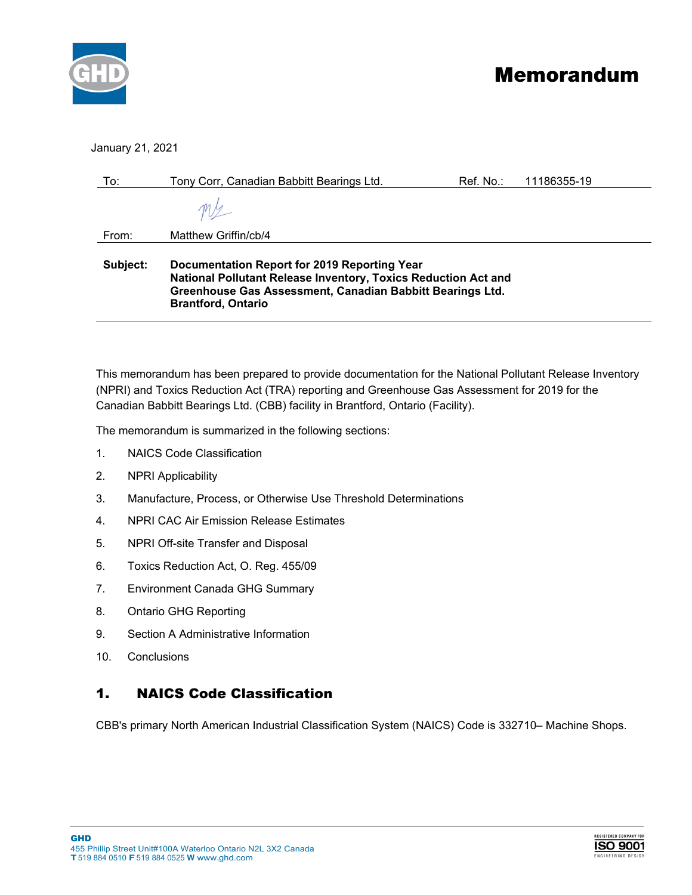# Memorandum

January 21, 2021

| To: | Tony Corr, Canadian Babbitt Bearings Ltd. | Ref. No.: | 11186355-19 |
|---|---|---|---|
| From: | Matthew Griffin/cb/4 | | |

**Subject: Documentation Report for 2019 Reporting Year National Pollutant Release Inventory, Toxics Reduction Act and Greenhouse Gas Assessment, Canadian Babbitt Bearings Ltd. Brantford, Ontario**

This memorandum has been prepared to provide documentation for the National Pollutant Release Inventory (NPRI) and Toxics Reduction Act (TRA) reporting and Greenhouse Gas Assessment for 2019 for the Canadian Babbitt Bearings Ltd. (CBB) facility in Brantford, Ontario (Facility).

The memorandum is summarized in the following sections:

1. NAICS Code Classification
2. NPRI Applicability
3. Manufacture, Process, or Otherwise Use Threshold Determinations
4. NPRI CAC Air Emission Release Estimates
5. NPRI Off-site Transfer and Disposal
6. Toxics Reduction Act, O. Reg. 455/09
7. Environment Canada GHG Summary
8. Ontario GHG Reporting
9. Section A Administrative Information
10. Conclusions

## 1. NAICS Code Classification

CBB's primary North American Industrial Classification System (NAICS) Code is 332710– Machine Shops.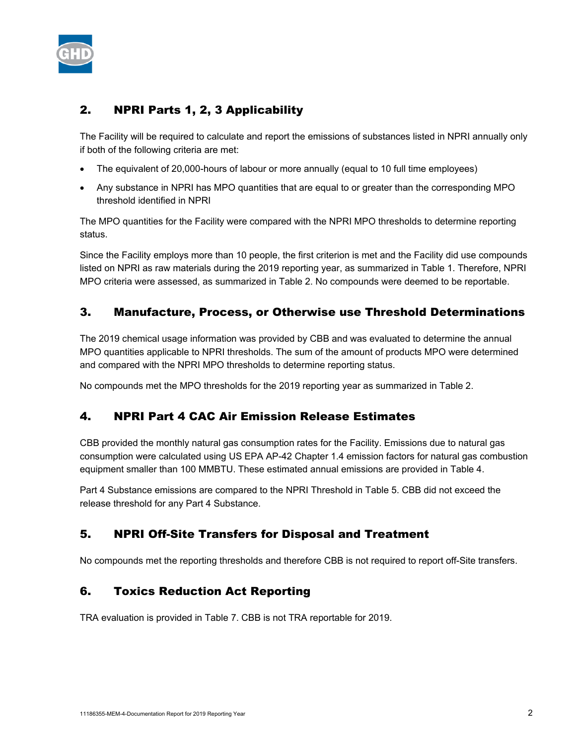## 2. NPRI Parts 1, 2, 3 Applicability

The Facility will be required to calculate and report the emissions of substances listed in NPRI annually only if both of the following criteria are met:

- The equivalent of 20,000-hours of labour or more annually (equal to 10 full time employees)
- Any substance in NPRI has MPO quantities that are equal to or greater than the corresponding MPO threshold identified in NPRI

The MPO quantities for the Facility were compared with the NPRI MPO thresholds to determine reporting status.

Since the Facility employs more than 10 people, the first criterion is met and the Facility did use compounds listed on NPRI as raw materials during the 2019 reporting year, as summarized in Table 1. Therefore, NPRI MPO criteria were assessed, as summarized in Table 2. No compounds were deemed to be reportable.

## 3. Manufacture, Process, or Otherwise use Threshold Determinations

The 2019 chemical usage information was provided by CBB and was evaluated to determine the annual MPO quantities applicable to NPRI thresholds. The sum of the amount of products MPO were determined and compared with the NPRI MPO thresholds to determine reporting status.

No compounds met the MPO thresholds for the 2019 reporting year as summarized in Table 2.

## 4. NPRI Part 4 CAC Air Emission Release Estimates

CBB provided the monthly natural gas consumption rates for the Facility. Emissions due to natural gas consumption were calculated using US EPA AP-42 Chapter 1.4 emission factors for natural gas combustion equipment smaller than 100 MMBTU. These estimated annual emissions are provided in Table 4.

Part 4 Substance emissions are compared to the NPRI Threshold in Table 5. CBB did not exceed the release threshold for any Part 4 Substance.

## 5. NPRI Off-Site Transfers for Disposal and Treatment

No compounds met the reporting thresholds and therefore CBB is not required to report off-Site transfers.

## 6. Toxics Reduction Act Reporting

TRA evaluation is provided in Table 7. CBB is not TRA reportable for 2019.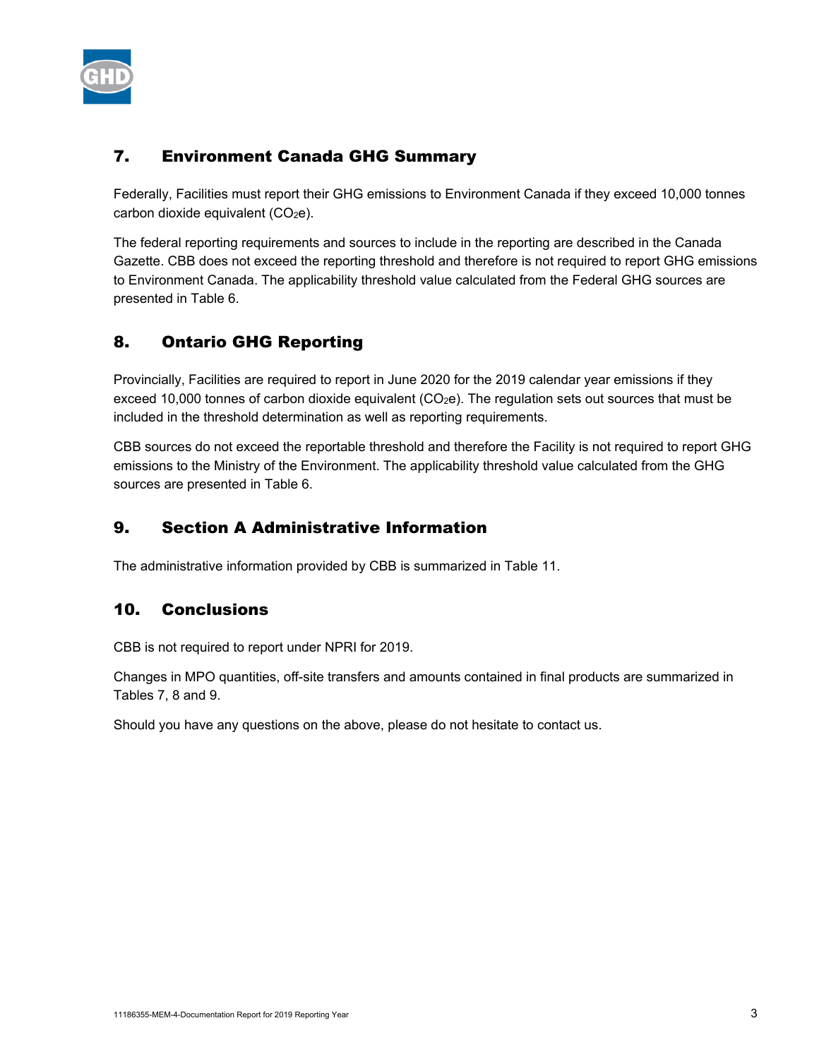## 7. Environment Canada GHG Summary

Federally, Facilities must report their GHG emissions to Environment Canada if they exceed 10,000 tonnes carbon dioxide equivalent ($CO_2$e).

The federal reporting requirements and sources to include in the reporting are described in the Canada Gazette. CBB does not exceed the reporting threshold and therefore is not required to report GHG emissions to Environment Canada. The applicability threshold value calculated from the Federal GHG sources are presented in Table 6.

## 8. Ontario GHG Reporting

Provincially, Facilities are required to report in June 2020 for the 2019 calendar year emissions if they exceed 10,000 tonnes of carbon dioxide equivalent ($CO_2$e). The regulation sets out sources that must be included in the threshold determination as well as reporting requirements.

CBB sources do not exceed the reportable threshold and therefore the Facility is not required to report GHG emissions to the Ministry of the Environment. The applicability threshold value calculated from the GHG sources are presented in Table 6.

## 9. Section A Administrative Information

The administrative information provided by CBB is summarized in Table 11.

## 10. Conclusions

CBB is not required to report under NPRI for 2019.

Changes in MPO quantities, off-site transfers and amounts contained in final products are summarized in Tables 7, 8 and 9.

Should you have any questions on the above, please do not hesitate to contact us.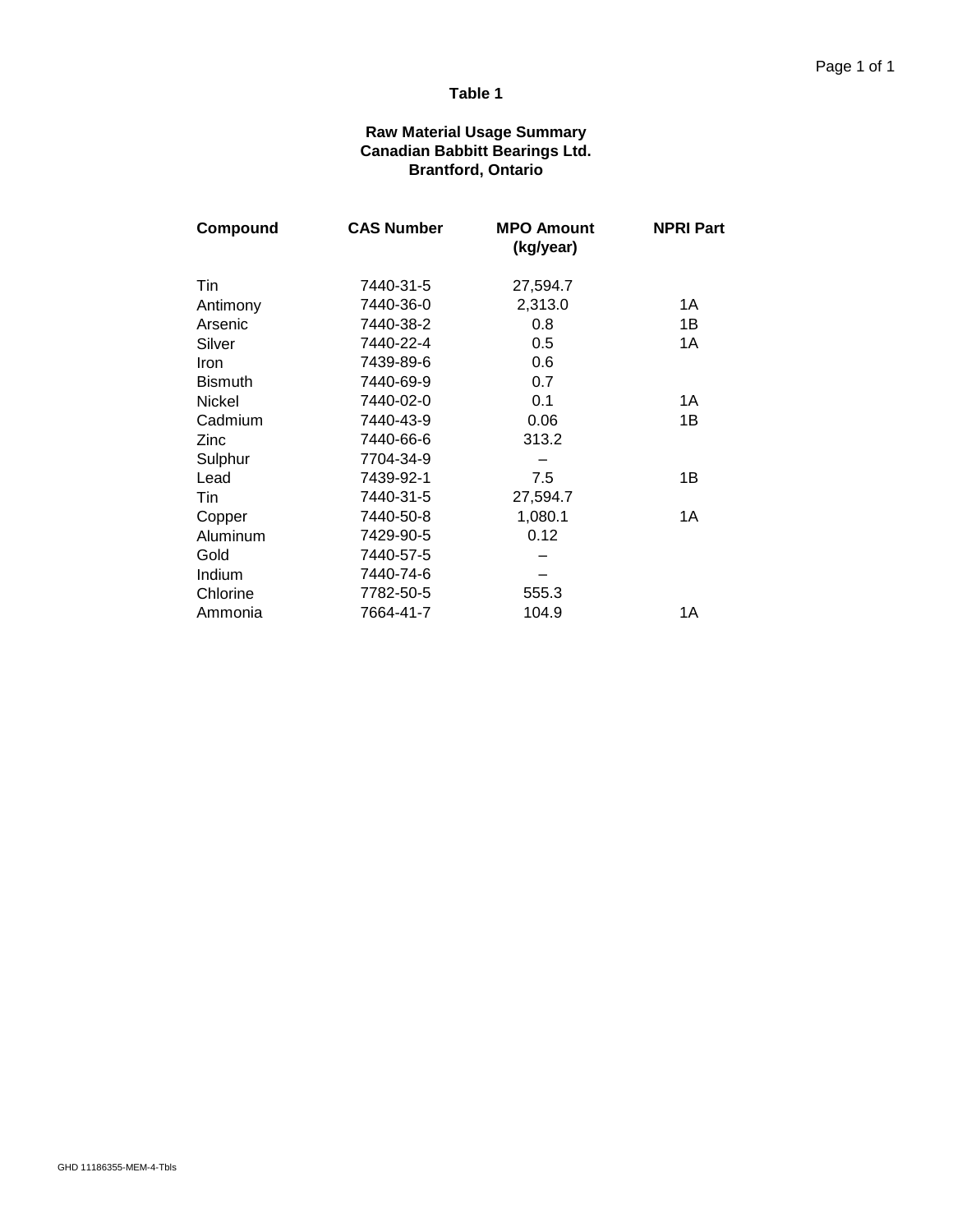**Table 1**

**Raw Material Usage Summary**
**Canadian Babbitt Bearings Ltd.**
**Brantford, Ontario**

| Compound | CAS Number | MPO Amount (kg/year) | NPRI Part |
|---|---|---|---|
| Tin | 7440-31-5 | 27,594.7 | |
| Antimony | 7440-36-0 | 2,313.0 | 1A |
| Arsenic | 7440-38-2 | 0.8 | 1B |
| Silver | 7440-22-4 | 0.5 | 1A |
| Iron | 7439-89-6 | 0.6 | |
| Bismuth | 7440-69-9 | 0.7 | |
| Nickel | 7440-02-0 | 0.1 | 1A |
| Cadmium | 7440-43-9 | 0.06 | 1B |
| Zinc | 7440-66-6 | 313.2 | |
| Sulphur | 7704-34-9 | – | |
| Lead | 7439-92-1 | 7.5 | 1B |
| Tin | 7440-31-5 | 27,594.7 | |
| Copper | 7440-50-8 | 1,080.1 | 1A |
| Aluminum | 7429-90-5 | 0.12 | |
| Gold | 7440-57-5 | – | |
| Indium | 7440-74-6 | – | |
| Chlorine | 7782-50-5 | 555.3 | |
| Ammonia | 7664-41-7 | 104.9 | 1A |

GHD 11186355-MEM-4-Tbls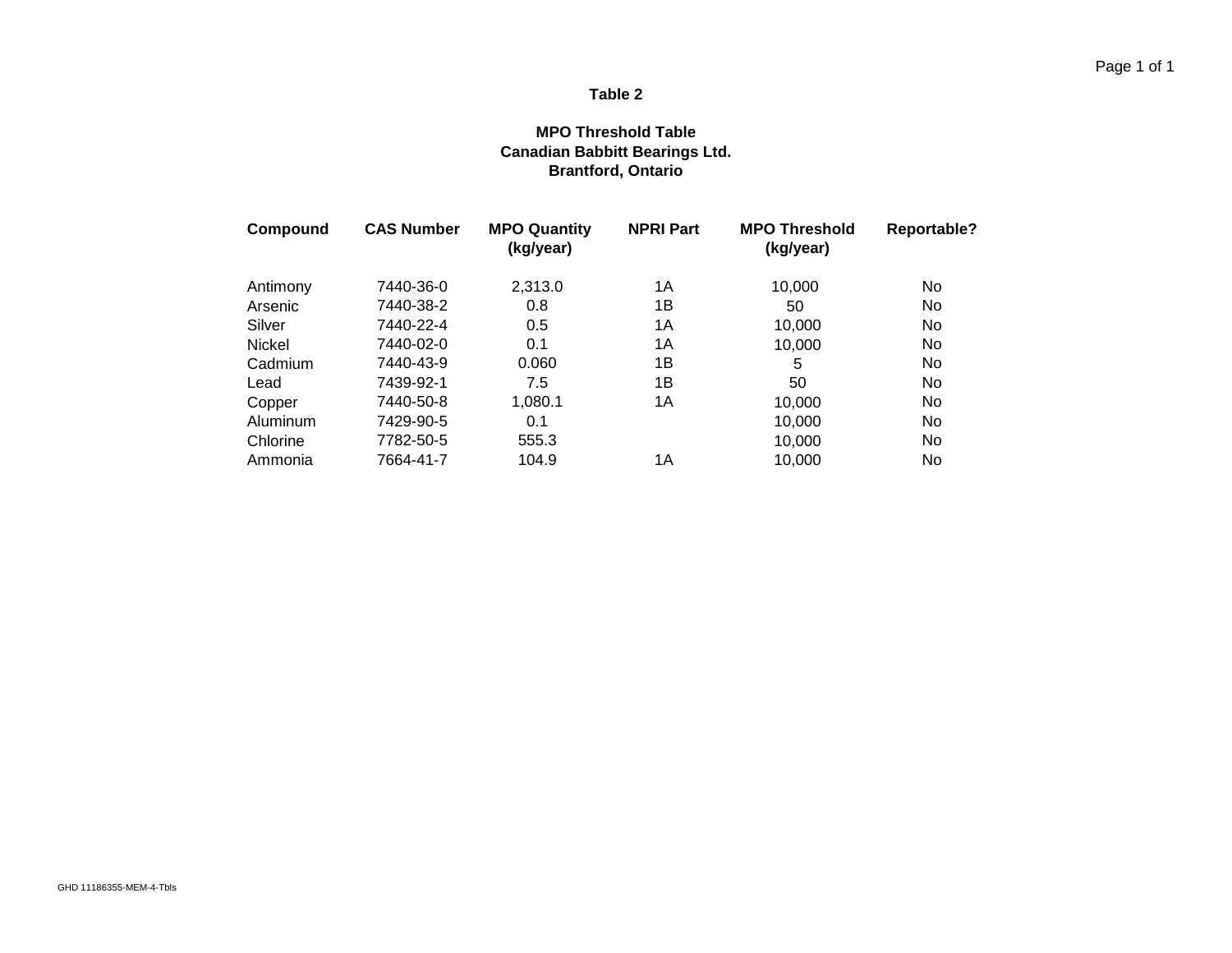**Table 2**

**MPO Threshold Table**
**Canadian Babbitt Bearings Ltd.**
**Brantford, Ontario**

| Compound | CAS Number | MPO Quantity (kg/year) | NPRI Part | MPO Threshold (kg/year) | Reportable? |
|---|---|---|---|---|---|
| Antimony | 7440-36-0 | 2,313.0 | 1A | 10,000 | No |
| Arsenic | 7440-38-2 | 0.8 | 1B | 50 | No |
| Silver | 7440-22-4 | 0.5 | 1A | 10,000 | No |
| Nickel | 7440-02-0 | 0.1 | 1A | 10,000 | No |
| Cadmium | 7440-43-9 | 0.060 | 1B | 5 | No |
| Lead | 7439-92-1 | 7.5 | 1B | 50 | No |
| Copper | 7440-50-8 | 1,080.1 | 1A | 10,000 | No |
| Aluminum | 7429-90-5 | 0.1 | | 10,000 | No |
| Chlorine | 7782-50-5 | 555.3 | | 10,000 | No |
| Ammonia | 7664-41-7 | 104.9 | 1A | 10,000 | No |

GHD 11186355-MEM-4-Tbls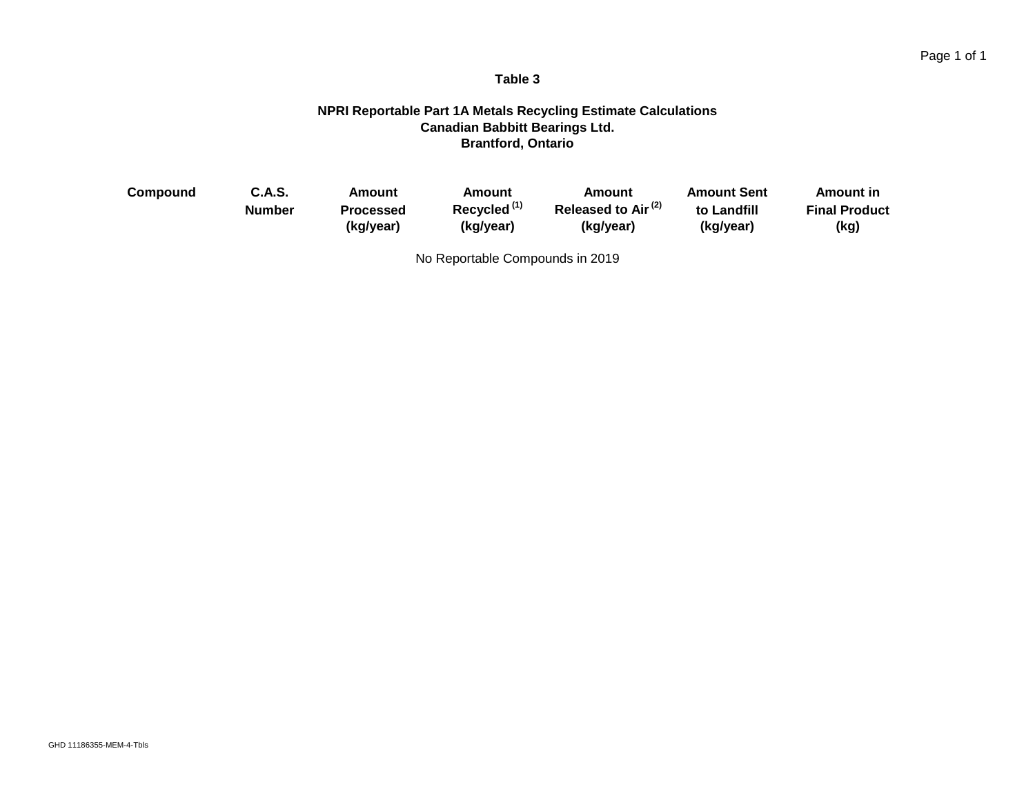**Table 3**

**NPRI Reportable Part 1A Metals Recycling Estimate Calculations**
**Canadian Babbitt Bearings Ltd.**
**Brantford, Ontario**

| Compound | C.A.S. Number | Amount Processed (kg/year) | Amount Recycled [(1)] (kg/year) | Amount Released to Air [(2)] (kg/year) | Amount Sent to Landfill (kg/year) | Amount in Final Product (kg) |
|---|---|---|---|---|---|---|
| No Reportable Compounds in 2019 | | | | | | |

GHD 11186355-MEM-4-Tbls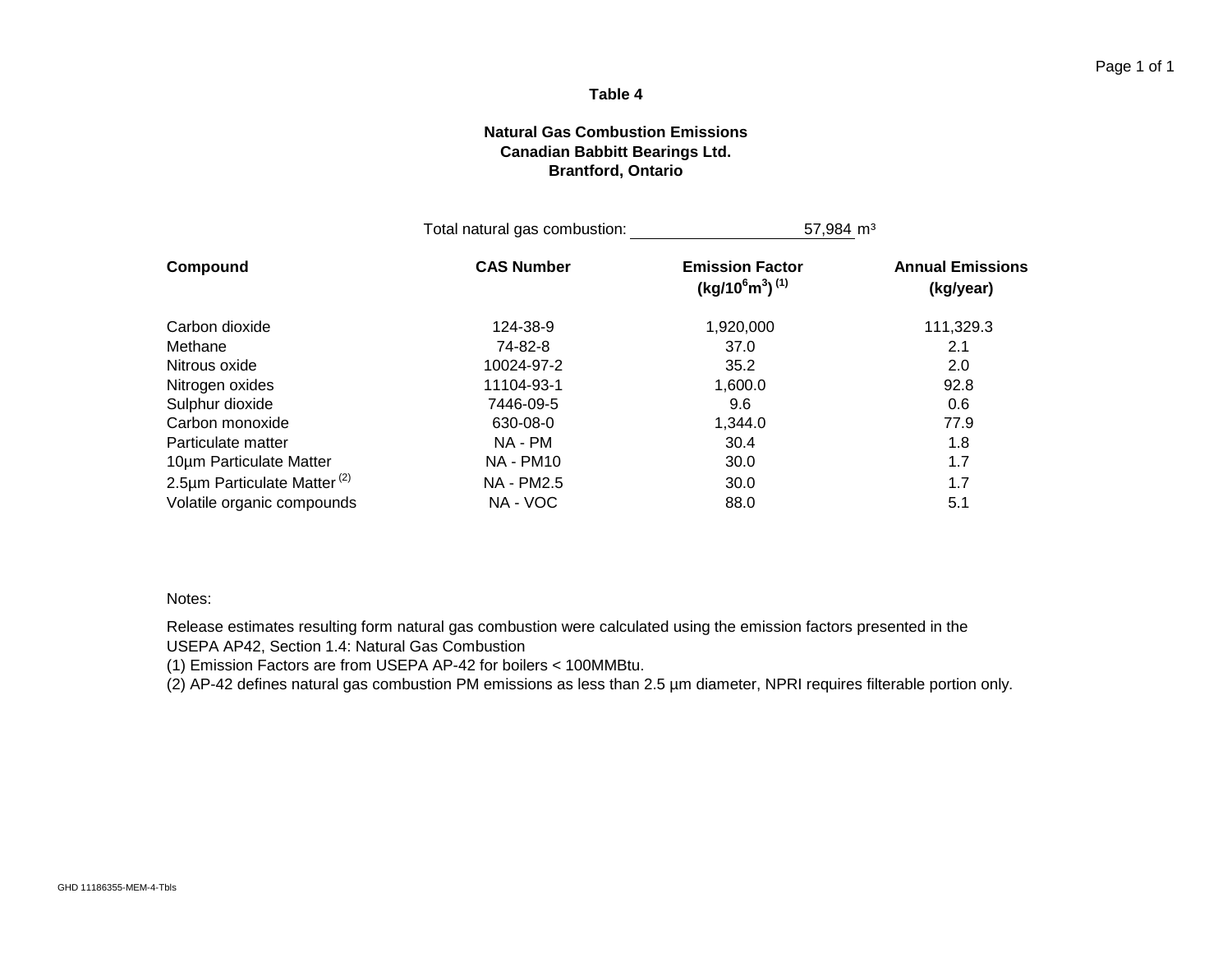**Table 4**

**Natural Gas Combustion Emissions**
**Canadian Babbitt Bearings Ltd.**
**Brantford, Ontario**

Total natural gas combustion: 57,984 $m^3$

| Compound | CAS Number | Emission Factor ($kg/10^6 m^3$) (1) | Annual Emissions (kg/year) |
|---|---|---|---|
| Carbon dioxide | 124-38-9 | 1,920,000 | 111,329.3 |
| Methane | 74-82-8 | 37.0 | 2.1 |
| Nitrous oxide | 10024-97-2 | 35.2 | 2.0 |
| Nitrogen oxides | 11104-93-1 | 1,600.0 | 92.8 |
| Sulphur dioxide | 7446-09-5 | 9.6 | 0.6 |
| Carbon monoxide | 630-08-0 | 1,344.0 | 77.9 |
| Particulate matter | NA - PM | 30.4 | 1.8 |
| 10µm Particulate Matter | NA - PM10 | 30.0 | 1.7 |
| 2.5µm Particulate Matter (2) | NA - PM2.5 | 30.0 | 1.7 |
| Volatile organic compounds | NA - VOC | 88.0 | 5.1 |

Notes:

Release estimates resulting form natural gas combustion were calculated using the emission factors presented in the USEPA AP42, Section 1.4: Natural Gas Combustion

(1) Emission Factors are from USEPA AP-42 for boilers < 100MMBtu.

(2) AP-42 defines natural gas combustion PM emissions as less than 2.5 µm diameter, NPRI requires filterable portion only.

GHD 11186355-MEM-4-Tbls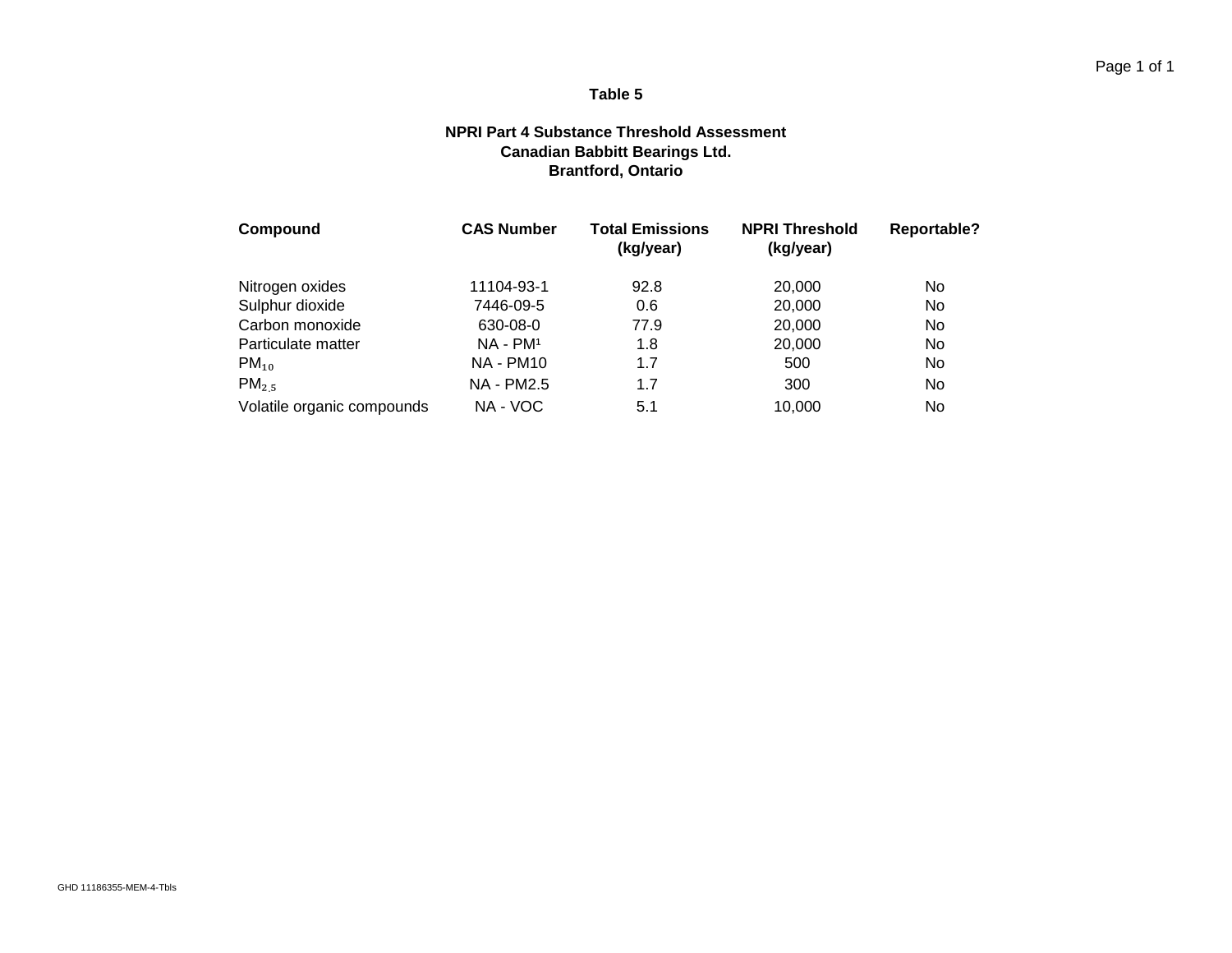**Table 5**

**NPRI Part 4 Substance Threshold Assessment**
**Canadian Babbitt Bearings Ltd.**
**Brantford, Ontario**

| Compound | CAS Number | Total Emissions (kg/year) | NPRI Threshold (kg/year) | Reportable? |
|---|---|---|---|---|
| Nitrogen oxides | 11104-93-1 | 92.8 | 20,000 | No |
| Sulphur dioxide | 7446-09-5 | 0.6 | 20,000 | No |
| Carbon monoxide | 630-08-0 | 77.9 | 20,000 | No |
| Particulate matter | NA - PM[1] | 1.8 | 20,000 | No |
| $PM_{10}$ | NA - PM10 | 1.7 | 500 | No |
| $PM_{2.5}$ | NA - PM2.5 | 1.7 | 300 | No |
| Volatile organic compounds | NA - VOC | 5.1 | 10,000 | No |

GHD 11186355-MEM-4-Tbls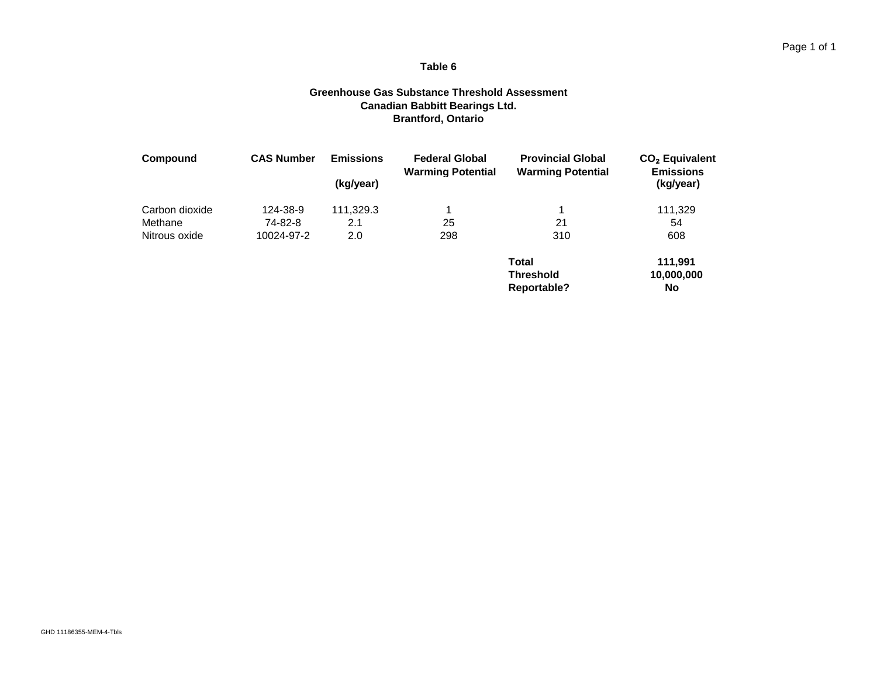**Table 6**

**Greenhouse Gas Substance Threshold Assessment**
**Canadian Babbitt Bearings Ltd.**
**Brantford, Ontario**

| Compound | CAS Number | Emissions (kg/year) | Federal Global Warming Potential | Provincial Global Warming Potential | $CO_2$ Equivalent Emissions (kg/year) |
|---|---|---|---|---|---|
| Carbon dioxide | 124-38-9 | 111,329.3 | 1 | 1 | 111,329 |
| Methane | 74-82-8 | 2.1 | 25 | 21 | 54 |
| Nitrous oxide | 10024-97-2 | 2.0 | 298 | 310 | 608 |
| | | | | **Total** | **111,991** |
| | | | | **Threshold** | **10,000,000** |
| | | | | **Reportable?** | **No** |

GHD 11186355-MEM-4-Tbls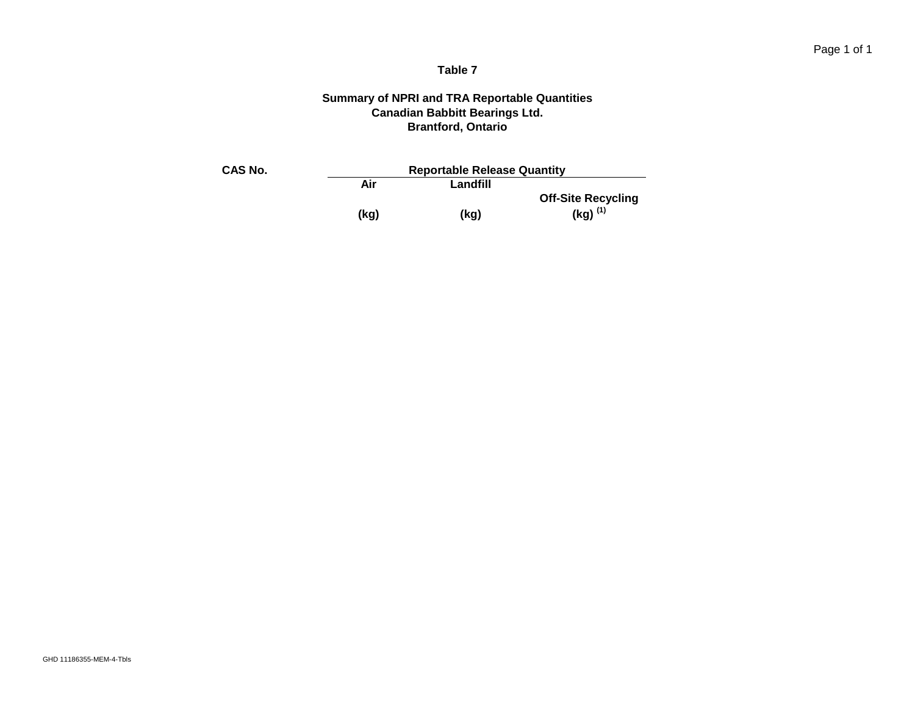**Table 7**

**Summary of NPRI and TRA Reportable Quantities**
**Canadian Babbitt Bearings Ltd.**
**Brantford, Ontario**

| CAS No. | Reportable Release Quantity | | |
|---|---|---|---|
| | Air (kg) | Landfill (kg) | Off-Site Recycling (kg) [(1)] |

GHD 11186355-MEM-4-Tbls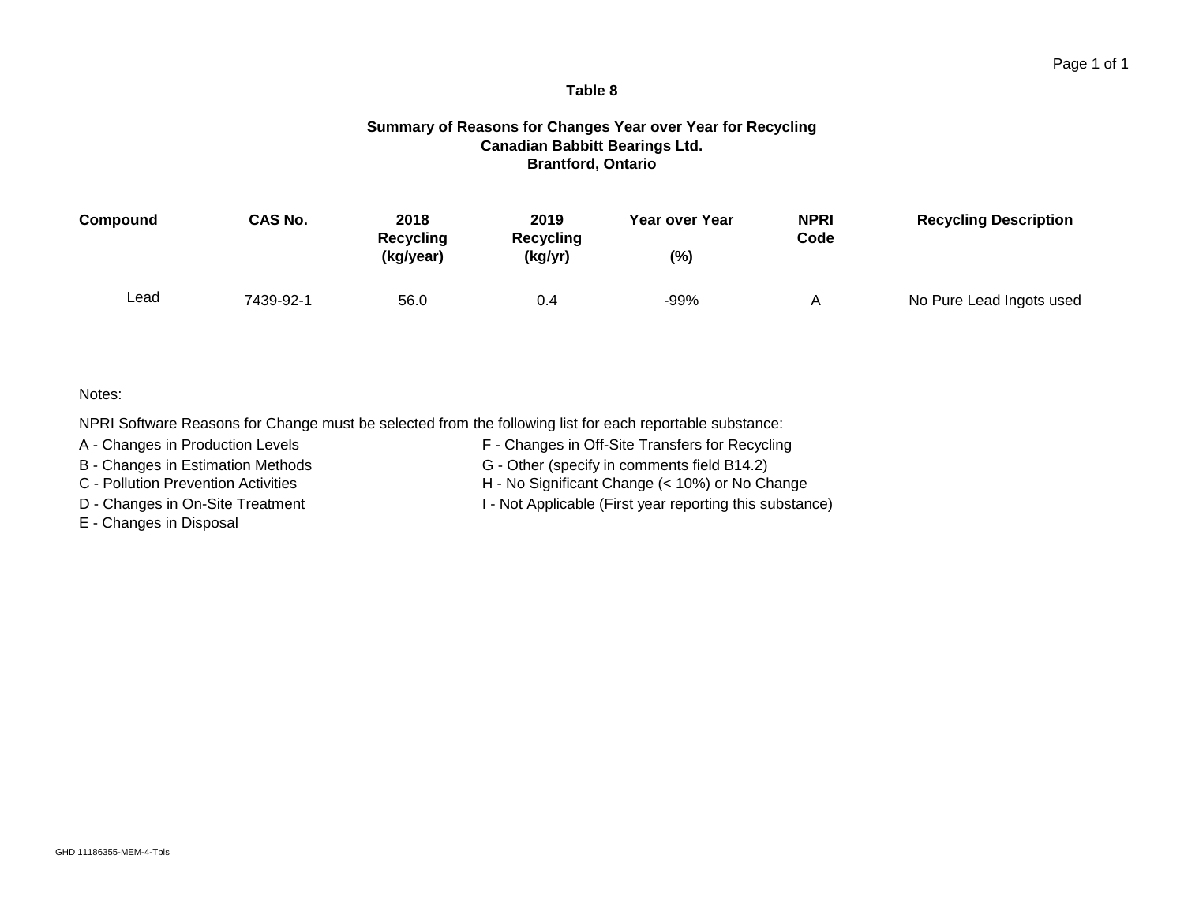**Table 8**

**Summary of Reasons for Changes Year over Year for Recycling**
**Canadian Babbitt Bearings Ltd.**
**Brantford, Ontario**

| Compound | CAS No. | 2018 Recycling (kg/year) | 2019 Recycling (kg/yr) | Year over Year (%) | NPRI Code | Recycling Description |
|---|---|---|---|---|---|---|
| Lead | 7439-92-1 | 56.0 | 0.4 | -99% | A | No Pure Lead Ingots used |

Notes:

NPRI Software Reasons for Change must be selected from the following list for each reportable substance:

A - Changes in Production Levels
B - Changes in Estimation Methods
C - Pollution Prevention Activities
D - Changes in On-Site Treatment
E - Changes in Disposal
F - Changes in Off-Site Transfers for Recycling
G - Other (specify in comments field B14.2)
H - No Significant Change (< 10%) or No Change
I - Not Applicable (First year reporting this substance)

GHD 11186355-MEM-4-Tbls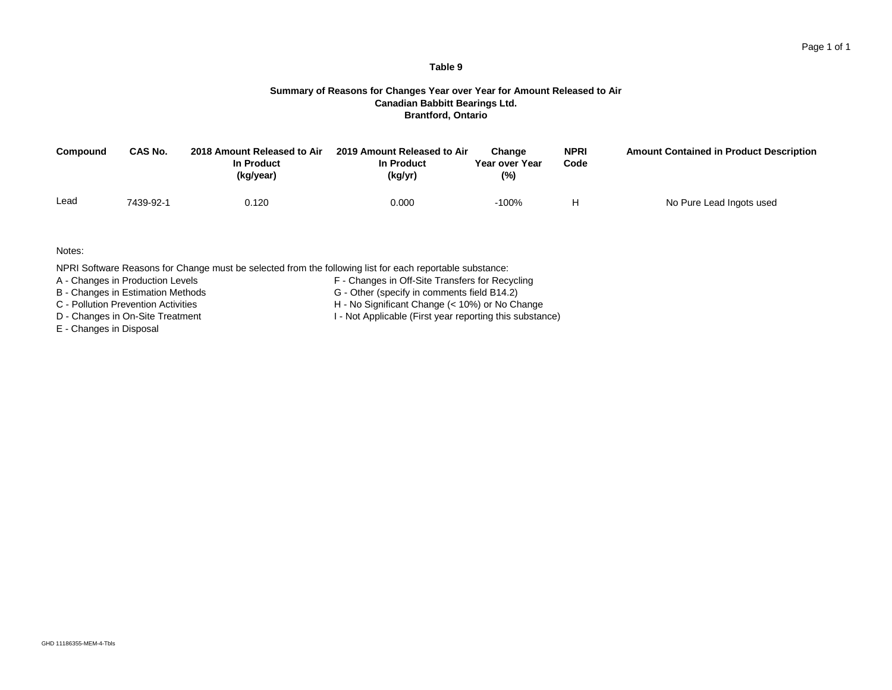**Table 9**

**Summary of Reasons for Changes Year over Year for Amount Released to Air**
**Canadian Babbitt Bearings Ltd.**
**Brantford, Ontario**

| Compound | CAS No. | 2018 Amount Released to Air In Product (kg/year) | 2019 Amount Released to Air In Product (kg/yr) | Change Year over Year (%) | NPRI Code | Amount Contained in Product Description |
|---|---|---|---|---|---|---|
| Lead | 7439-92-1 | 0.120 | 0.000 | -100% | H | No Pure Lead Ingots used |

Notes:

NPRI Software Reasons for Change must be selected from the following list for each reportable substance:

A - Changes in Production Levels
B - Changes in Estimation Methods
C - Pollution Prevention Activities
D - Changes in On-Site Treatment
E - Changes in Disposal
F - Changes in Off-Site Transfers for Recycling
G - Other (specify in comments field B14.2)
H - No Significant Change (< 10%) or No Change
I - Not Applicable (First year reporting this substance)

GHD 11186355-MEM-4-Tbls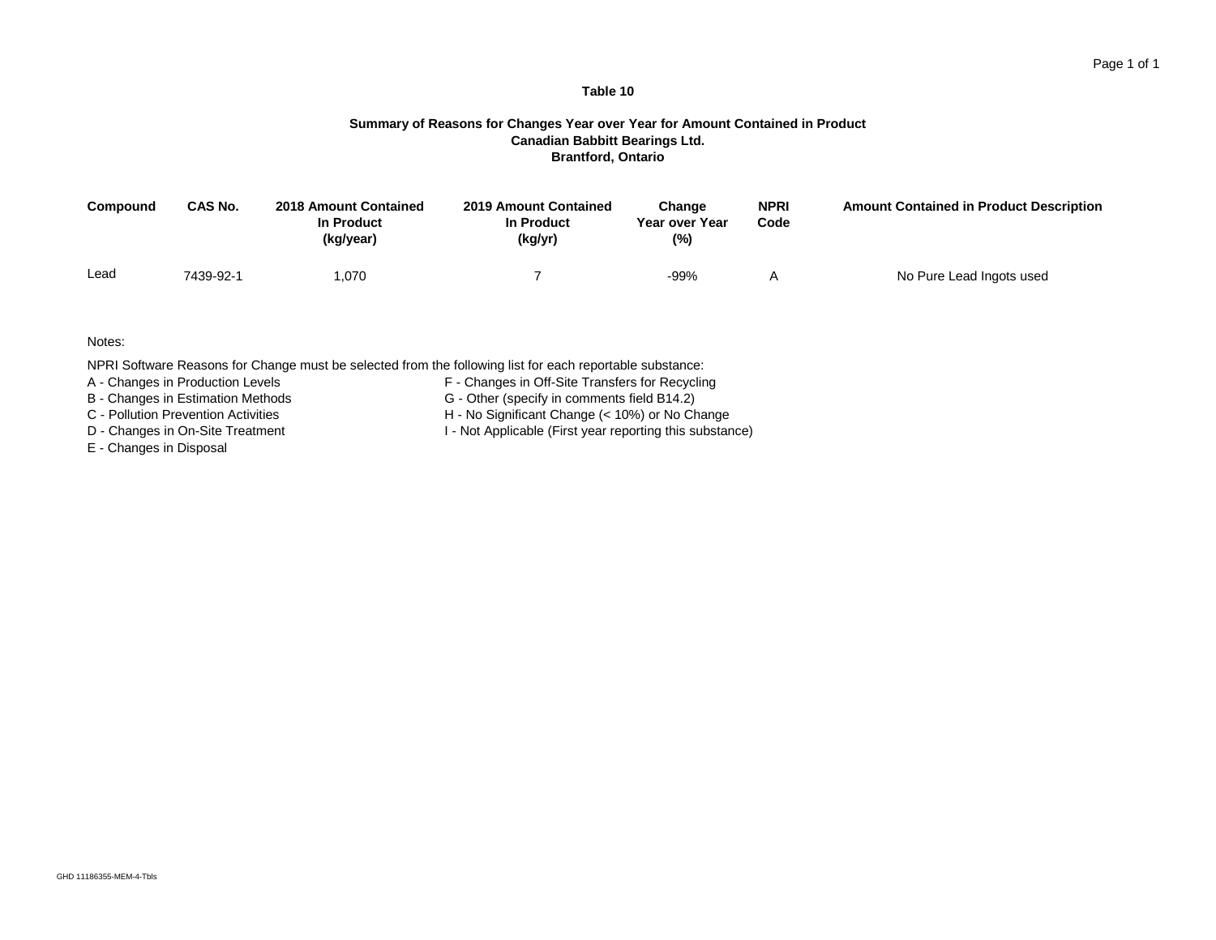**Table 10**

**Summary of Reasons for Changes Year over Year for Amount Contained in Product**
**Canadian Babbitt Bearings Ltd.**
**Brantford, Ontario**

| Compound | CAS No. | 2018 Amount Contained In Product (kg/year) | 2019 Amount Contained In Product (kg/yr) | Change Year over Year (%) | NPRI Code | Amount Contained in Product Description |
|---|---|---|---|---|---|---|
| Lead | 7439-92-1 | 1,070 | 7 | -99% | A | No Pure Lead Ingots used |

Notes:

NPRI Software Reasons for Change must be selected from the following list for each reportable substance:

A - Changes in Production Levels
B - Changes in Estimation Methods
C - Pollution Prevention Activities
D - Changes in On-Site Treatment
E - Changes in Disposal
F - Changes in Off-Site Transfers for Recycling
G - Other (specify in comments field B14.2)
H - No Significant Change (< 10%) or No Change
I - Not Applicable (First year reporting this substance)

GHD 11186355-MEM-4-Tbls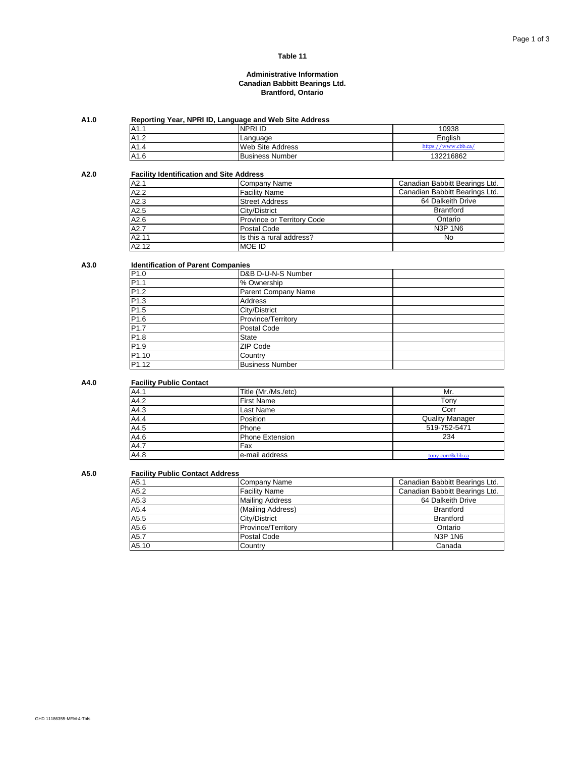**Table 11**

**Administrative Information**
**Canadian Babbitt Bearings Ltd.**
**Brantford, Ontario**

**A1.0 Reporting Year, NPRI ID, Language and Web Site Address**

| | | |
|---|---|---|
| A1.1 | NPRI ID | 10938 |
| A1.2 | Language | English |
| A1.4 | Web Site Address | https://www.cbb.ca/ |
| A1.6 | Business Number | 132216862 |

**A2.0 Facility Identification and Site Address**

| | | |
|---|---|---|
| A2.1 | Company Name | Canadian Babbitt Bearings Ltd. |
| A2.2 | Facility Name | Canadian Babbitt Bearings Ltd. |
| A2.3 | Street Address | 64 Dalkeith Drive |
| A2.5 | City/District | Brantford |
| A2.6 | Province or Territory Code | Ontario |
| A2.7 | Postal Code | N3P 1N6 |
| A2.11 | Is this a rural address? | No |
| A2.12 | MOE ID | |

**A3.0 Identification of Parent Companies**

| | | |
|---|---|---|
| P1.0 | D&B D-U-N-S Number | |
| P1.1 | % Ownership | |
| P1.2 | Parent Company Name | |
| P1.3 | Address | |
| P1.5 | City/District | |
| P1.6 | Province/Territory | |
| P1.7 | Postal Code | |
| P1.8 | State | |
| P1.9 | ZIP Code | |
| P1.10 | Country | |
| P1.12 | Business Number | |

**A4.0 Facility Public Contact**

| | | |
|---|---|---|
| A4.1 | Title (Mr./Ms./etc) | Mr. |
| A4.2 | First Name | Tony |
| A4.3 | Last Name | Corr |
| A4.4 | Position | Quality Manager |
| A4.5 | Phone | 519-752-5471 |
| A4.6 | Phone Extension | 234 |
| A4.7 | Fax | |
| A4.8 | e-mail address | tony.corr@cbb.ca |

**A5.0 Facility Public Contact Address**

| | | |
|---|---|---|
| A5.1 | Company Name | Canadian Babbitt Bearings Ltd. |
| A5.2 | Facility Name | Canadian Babbitt Bearings Ltd. |
| A5.3 | Mailing Address | 64 Dalkeith Drive |
| A5.4 | (Mailing Address) | Brantford |
| A5.5 | City/District | Brantford |
| A5.6 | Province/Territory | Ontario |
| A5.7 | Postal Code | N3P 1N6 |
| A5.10 | Country | Canada |

GHD 11186355-MEM-4-Tbls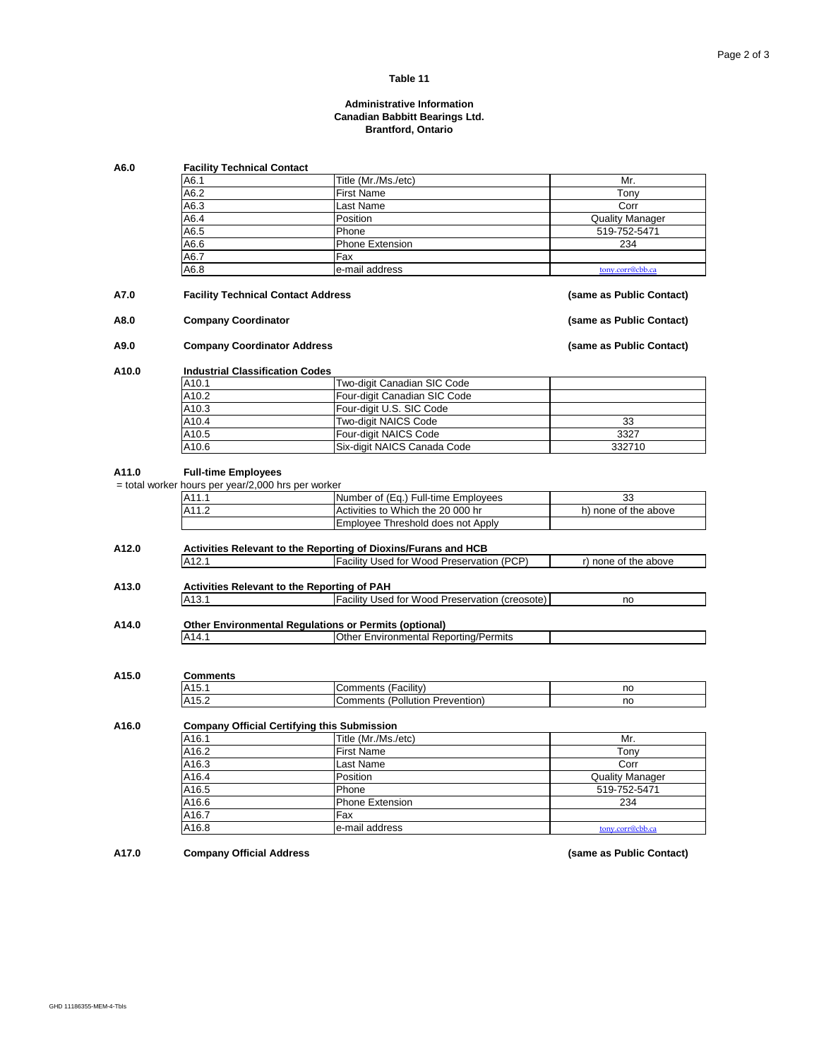**Table 11**

**Administrative Information**
**Canadian Babbitt Bearings Ltd.**
**Brantford, Ontario**

**A6.0 Facility Technical Contact**

| | | |
|---|---|---|
| A6.1 | Title (Mr./Ms./etc) | Mr. |
| A6.2 | First Name | Tony |
| A6.3 | Last Name | Corr |
| A6.4 | Position | Quality Manager |
| A6.5 | Phone | 519-752-5471 |
| A6.6 | Phone Extension | 234 |
| A6.7 | Fax | |
| A6.8 | e-mail address | tony.corr@cbb.ca |

**A7.0 Facility Technical Contact Address** **(same as Public Contact)**

**A8.0 Company Coordinator** **(same as Public Contact)**

**A9.0 Company Coordinator Address** **(same as Public Contact)**

**A10.0 Industrial Classification Codes**

| | | |
|---|---|---|
| A10.1 | Two-digit Canadian SIC Code | |
| A10.2 | Four-digit Canadian SIC Code | |
| A10.3 | Four-digit U.S. SIC Code | |
| A10.4 | Two-digit NAICS Code | 33 |
| A10.5 | Four-digit NAICS Code | 3327 |
| A10.6 | Six-digit NAICS Canada Code | 332710 |

**A11.0 Full-time Employees**

= total worker hours per year/2,000 hrs per worker

| | | |
|---|---|---|
| A11.1 | Number of (Eq.) Full-time Employees | 33 |
| A11.2 | Activities to Which the 20 000 hr Employee Threshold does not Apply | h) none of the above |

**A12.0 Activities Relevant to the Reporting of Dioxins/Furans and HCB**

| | | |
|---|---|---|
| A12.1 | Facility Used for Wood Preservation (PCP) | r) none of the above |

**A13.0 Activities Relevant to the Reporting of PAH**

| | | |
|---|---|---|
| A13.1 | Facility Used for Wood Preservation (creosote) | no |

**A14.0 Other Environmental Regulations or Permits (optional)**

| | | |
|---|---|---|
| A14.1 | Other Environmental Reporting/Permits | |

**A15.0 Comments**

| | | |
|---|---|---|
| A15.1 | Comments (Facility) | no |
| A15.2 | Comments (Pollution Prevention) | no |

**A16.0 Company Official Certifying this Submission**

| | | |
|---|---|---|
| A16.1 | Title (Mr./Ms./etc) | Mr. |
| A16.2 | First Name | Tony |
| A16.3 | Last Name | Corr |
| A16.4 | Position | Quality Manager |
| A16.5 | Phone | 519-752-5471 |
| A16.6 | Phone Extension | 234 |
| A16.7 | Fax | |
| A16.8 | e-mail address | tony.corr@cbb.ca |

**A17.0 Company Official Address** **(same as Public Contact)**

GHD 11186355-MEM-4-Tbls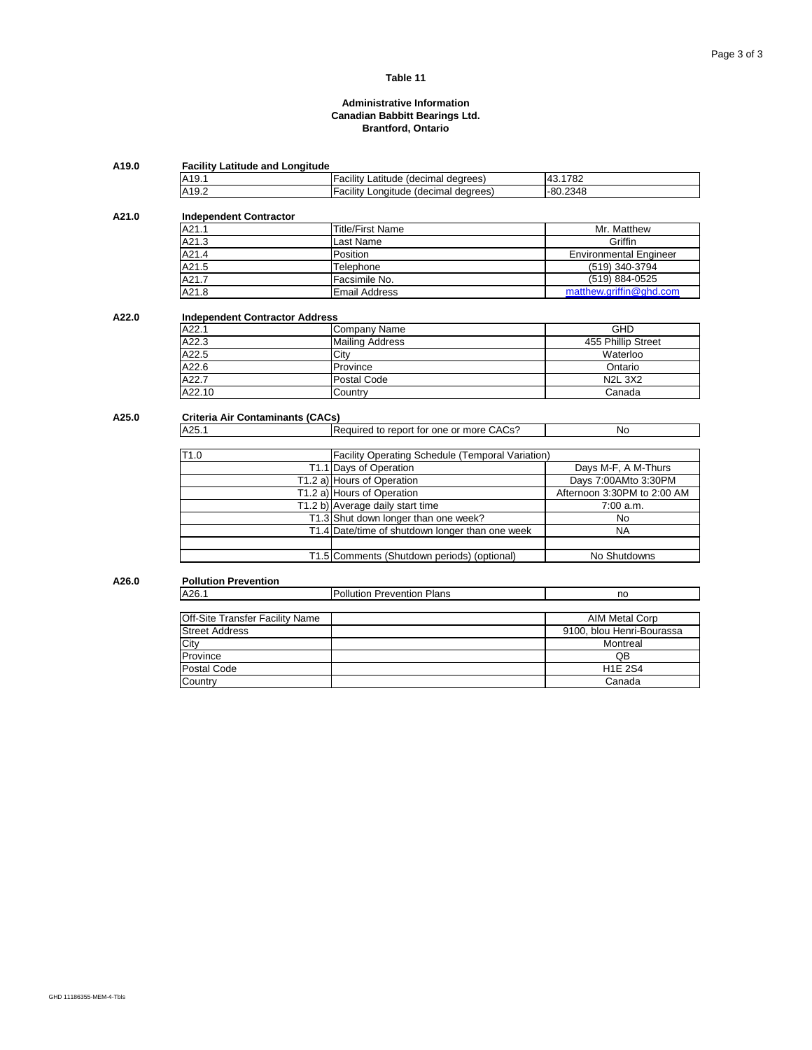**Table 11**

**Administrative Information**
**Canadian Babbitt Bearings Ltd.**
**Brantford, Ontario**

**A19.0 Facility Latitude and Longitude**

| | | |
|---|---|---|
| A19.1 | Facility Latitude (decimal degrees) | 43.1782 |
| A19.2 | Facility Longitude (decimal degrees) | -80.2348 |

**A21.0 Independent Contractor**

| | | |
|---|---|---|
| A21.1 | Title/First Name | Mr. Matthew |
| A21.3 | Last Name | Griffin |
| A21.4 | Position | Environmental Engineer |
| A21.5 | Telephone | (519) 340-3794 |
| A21.7 | Facsimile No. | (519) 884-0525 |
| A21.8 | Email Address | matthew.griffin@ghd.com |

**A22.0 Independent Contractor Address**

| | | |
|---|---|---|
| A22.1 | Company Name | GHD |
| A22.3 | Mailing Address | 455 Phillip Street |
| A22.5 | City | Waterloo |
| A22.6 | Province | Ontario |
| A22.7 | Postal Code | N2L 3X2 |
| A22.10 | Country | Canada |

**A25.0 Criteria Air Contaminants (CACs)**

| | | |
|---|---|---|
| A25.1 | Required to report for one or more CACs? | No |

| T1.0 | Facility Operating Schedule (Temporal Variation) | |
|---|---|---|
| T1.1 | Days of Operation | Days M-F, A M-Thurs |
| T1.2 a) | Hours of Operation | Days 7:00AMto 3:30PM |
| T1.2 a) | Hours of Operation | Afternoon 3:30PM to 2:00 AM |
| T1.2 b) | Average daily start time | 7:00 a.m. |
| T1.3 | Shut down longer than one week? | No |
| T1.4 | Date/time of shutdown longer than one week | NA |
| | | |
| T1.5 | Comments (Shutdown periods) (optional) | No Shutdowns |

**A26.0 Pollution Prevention**

| | | |
|---|---|---|
| A26.1 | Pollution Prevention Plans | no |

| | | |
|---|---|---|
| Off-Site Transfer Facility Name | | AIM Metal Corp |
| Street Address | | 9100, blou Henri-Bourassa |
| City | | Montreal |
| Province | | QB |
| Postal Code | | H1E 2S4 |
| Country | | Canada |

GHD 11186355-MEM-4-Tbls